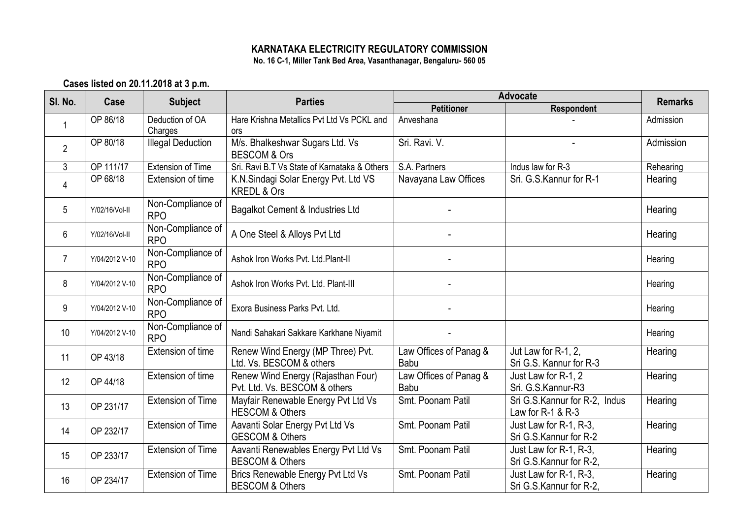**KARNATAKA ELECTRICITY REGULATORY COMMISSION**
**No. 16 C-1, Miller Tank Bed Area, Vasanthanagar, Bengaluru- 560 05**

**Cases listed on 20.11.2018 at 3 p.m.**

| Sl. No. | Case | Subject | Parties | Advocate | | Remarks |
|---|---|---|---|---|---|---|
| | | | | Petitioner | Respondent | |
| 1 | OP 86/18 | Deduction of OA Charges | Hare Krishna Metallics Pvt Ltd Vs PCKL and ors | Anveshana | - | Admission |
| 2 | OP 80/18 | Illegal Deduction | M/s. Bhalkeshwar Sugars Ltd. Vs BESCOM & Ors | Sri. Ravi. V. | - | Admission |
| 3 | OP 111/17 | Extension of Time | Sri. Ravi B.T Vs State of Karnataka & Others | S.A. Partners | Indus law for R-3 | Rehearing |
| 4 | OP 68/18 | Extension of time | K.N.Sindagi Solar Energy Pvt. Ltd VS KREDL & Ors | Navayana Law Offices | Sri. G.S.Kannur for R-1 | Hearing |
| 5 | Y/02/16/Vol-II | Non-Compliance of RPO | Bagalkot Cement & Industries Ltd | - | | Hearing |
| 6 | Y/02/16/Vol-II | Non-Compliance of RPO | A One Steel & Alloys Pvt Ltd | - | | Hearing |
| 7 | Y/04/2012 V-10 | Non-Compliance of RPO | Ashok Iron Works Pvt. Ltd.Plant-II | - | | Hearing |
| 8 | Y/04/2012 V-10 | Non-Compliance of RPO | Ashok Iron Works Pvt. Ltd. Plant-III | - | | Hearing |
| 9 | Y/04/2012 V-10 | Non-Compliance of RPO | Exora Business Parks Pvt. Ltd. | - | | Hearing |
| 10 | Y/04/2012 V-10 | Non-Compliance of RPO | Nandi Sahakari Sakkare Karkhane Niyamit | - | | Hearing |
| 11 | OP 43/18 | Extension of time | Renew Wind Energy (MP Three) Pvt. Ltd. Vs. BESCOM & others | Law Offices of Panag & Babu | Jut Law for R-1, 2, Sri G.S. Kannur for R-3 | Hearing |
| 12 | OP 44/18 | Extension of time | Renew Wind Energy (Rajasthan Four) Pvt. Ltd. Vs. BESCOM & others | Law Offices of Panag & Babu | Just Law for R-1, 2 Sri. G.S.Kannur-R3 | Hearing |
| 13 | OP 231/17 | Extension of Time | Mayfair Renewable Energy Pvt Ltd Vs HESCOM & Others | Smt. Poonam Patil | Sri G.S.Kannur for R-2, Indus Law for R-1 & R-3 | Hearing |
| 14 | OP 232/17 | Extension of Time | Aavanti Solar Energy Pvt Ltd Vs GESCOM & Others | Smt. Poonam Patil | Just Law for R-1, R-3, Sri G.S.Kannur for R-2 | Hearing |
| 15 | OP 233/17 | Extension of Time | Aavanti Renewables Energy Pvt Ltd Vs BESCOM & Others | Smt. Poonam Patil | Just Law for R-1, R-3, Sri G.S.Kannur for R-2, | Hearing |
| 16 | OP 234/17 | Extension of Time | Brics Renewable Energy Pvt Ltd Vs BESCOM & Others | Smt. Poonam Patil | Just Law for R-1, R-3, Sri G.S.Kannur for R-2, | Hearing |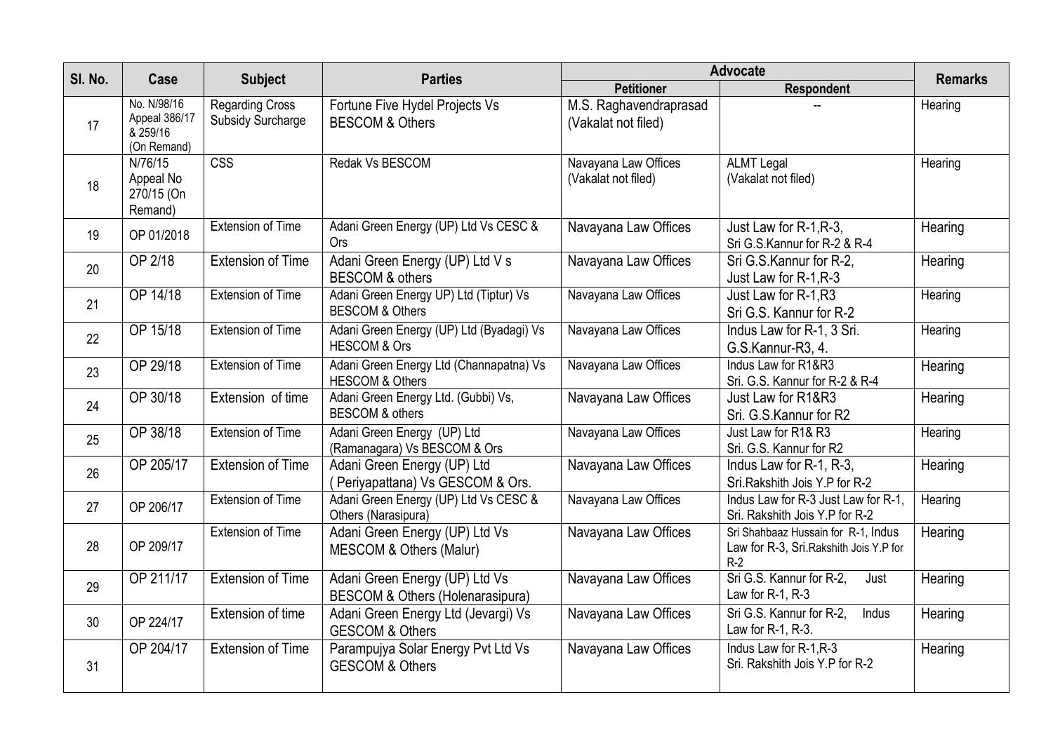| Sl. No. | Case | Subject | Parties | Advocate | | Remarks |
|---|---|---|---|---|---|---|
| | | | | Petitioner | Respondent | |
| 17 | No. N/98/16 Appeal 386/17 & 259/16 (On Remand) | Regarding Cross Subsidy Surcharge | Fortune Five Hydel Projects Vs BESCOM & Others | M.S. Raghavendraprasad (Vakalat not filed) | -- | Hearing |
| 18 | N/76/15 Appeal No 270/15 (On Remand) | CSS | Redak Vs BESCOM | Navayana Law Offices (Vakalat not filed) | ALMT Legal (Vakalat not filed) | Hearing |
| 19 | OP 01/2018 | Extension of Time | Adani Green Energy (UP) Ltd Vs CESC & Ors | Navayana Law Offices | Just Law for R-1,R-3, Sri G.S.Kannur for R-2 & R-4 | Hearing |
| 20 | OP 2/18 | Extension of Time | Adani Green Energy (UP) Ltd V s BESCOM & others | Navayana Law Offices | Sri G.S.Kannur for R-2, Just Law for R-1,R-3 | Hearing |
| 21 | OP 14/18 | Extension of Time | Adani Green Energy UP) Ltd (Tiptur) Vs BESCOM & Others | Navayana Law Offices | Just Law for R-1,R3 Sri G.S. Kannur for R-2 | Hearing |
| 22 | OP 15/18 | Extension of Time | Adani Green Energy (UP) Ltd (Byadagi) Vs HESCOM & Ors | Navayana Law Offices | Indus Law for R-1, 3 Sri. G.S.Kannur-R3, 4. | Hearing |
| 23 | OP 29/18 | Extension of Time | Adani Green Energy Ltd (Channapatna) Vs HESCOM & Others | Navayana Law Offices | Indus Law for R1&R3 Sri. G.S. Kannur for R-2 & R-4 | Hearing |
| 24 | OP 30/18 | Extension of time | Adani Green Energy Ltd. (Gubbi) Vs, BESCOM & others | Navayana Law Offices | Just Law for R1&R3 Sri. G.S.Kannur for R2 | Hearing |
| 25 | OP 38/18 | Extension of Time | Adani Green Energy (UP) Ltd (Ramanagara) Vs BESCOM & Ors | Navayana Law Offices | Just Law for R1& R3 Sri. G.S. Kannur for R2 | Hearing |
| 26 | OP 205/17 | Extension of Time | Adani Green Energy (UP) Ltd ( Periyapattana) Vs GESCOM & Ors. | Navayana Law Offices | Indus Law for R-1, R-3, Sri.Rakshith Jois Y.P for R-2 | Hearing |
| 27 | OP 206/17 | Extension of Time | Adani Green Energy (UP) Ltd Vs CESC & Others (Narasipura) | Navayana Law Offices | Indus Law for R-3 Just Law for R-1, Sri. Rakshith Jois Y.P for R-2 | Hearing |
| 28 | OP 209/17 | Extension of Time | Adani Green Energy (UP) Ltd Vs MESCOM & Others (Malur) | Navayana Law Offices | Sri Shahbaaz Hussain for R-1, Indus Law for R-3, Sri.Rakshith Jois Y.P for R-2 | Hearing |
| 29 | OP 211/17 | Extension of Time | Adani Green Energy (UP) Ltd Vs BESCOM & Others (Holenarasipura) | Navayana Law Offices | Sri G.S. Kannur for R-2, Just Law for R-1, R-3 | Hearing |
| 30 | OP 224/17 | Extension of time | Adani Green Energy Ltd (Jevargi) Vs GESCOM & Others | Navayana Law Offices | Sri G.S. Kannur for R-2, Indus Law for R-1, R-3. | Hearing |
| 31 | OP 204/17 | Extension of Time | Parampujya Solar Energy Pvt Ltd Vs GESCOM & Others | Navayana Law Offices | Indus Law for R-1,R-3 Sri. Rakshith Jois Y.P for R-2 | Hearing |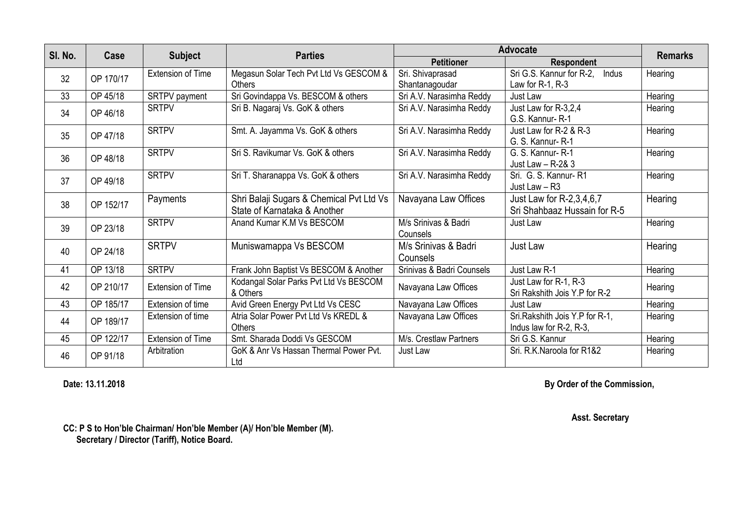| Sl. No. | Case | Subject | Parties | Advocate | | Remarks |
|---|---|---|---|---|---|---|
| | | | | Petitioner | Respondent | |
| 32 | OP 170/17 | Extension of Time | Megasun Solar Tech Pvt Ltd Vs GESCOM & Others | Sri. Shivaprasad Shantanagoudar | Sri G.S. Kannur for R-2, Indus Law for R-1, R-3 | Hearing |
| 33 | OP 45/18 | SRTPV payment | Sri Govindappa Vs. BESCOM & others | Sri A.V. Narasimha Reddy | Just Law | Hearing |
| 34 | OP 46/18 | SRTPV | Sri B. Nagaraj Vs. GoK & others | Sri A.V. Narasimha Reddy | Just Law for R-3,2,4 G.S. Kannur- R-1 | Hearing |
| 35 | OP 47/18 | SRTPV | Smt. A. Jayamma Vs. GoK & others | Sri A.V. Narasimha Reddy | Just Law for R-2 & R-3 G. S. Kannur- R-1 | Hearing |
| 36 | OP 48/18 | SRTPV | Sri S. Ravikumar Vs. GoK & others | Sri A.V. Narasimha Reddy | G. S. Kannur- R-1 Just Law – R-2& 3 | Hearing |
| 37 | OP 49/18 | SRTPV | Sri T. Sharanappa Vs. GoK & others | Sri A.V. Narasimha Reddy | Sri. G. S. Kannur- R1 Just Law – R3 | Hearing |
| 38 | OP 152/17 | Payments | Shri Balaji Sugars & Chemical Pvt Ltd Vs State of Karnataka & Another | Navayana Law Offices | Just Law for R-2,3,4,6,7 Sri Shahbaaz Hussain for R-5 | Hearing |
| 39 | OP 23/18 | SRTPV | Anand Kumar K.M Vs BESCOM | M/s Srinivas & Badri Counsels | Just Law | Hearing |
| 40 | OP 24/18 | SRTPV | Muniswamappa Vs BESCOM | M/s Srinivas & Badri Counsels | Just Law | Hearing |
| 41 | OP 13/18 | SRTPV | Frank John Baptist Vs BESCOM & Another | Srinivas & Badri Counsels | Just Law R-1 | Hearing |
| 42 | OP 210/17 | Extension of Time | Kodangal Solar Parks Pvt Ltd Vs BESCOM & Others | Navayana Law Offices | Just Law for R-1, R-3 Sri Rakshith Jois Y.P for R-2 | Hearing |
| 43 | OP 185/17 | Extension of time | Avid Green Energy Pvt Ltd Vs CESC | Navayana Law Offices | Just Law | Hearing |
| 44 | OP 189/17 | Extension of time | Atria Solar Power Pvt Ltd Vs KREDL & Others | Navayana Law Offices | Sri.Rakshith Jois Y.P for R-1, Indus law for R-2, R-3, | Hearing |
| 45 | OP 122/17 | Extension of Time | Smt. Sharada Doddi Vs GESCOM | M/s. Crestlaw Partners | Sri G.S. Kannur | Hearing |
| 46 | OP 91/18 | Arbitration | GoK & Anr Vs Hassan Thermal Power Pvt. Ltd | Just Law | Sri. R.K.Naroola for R1&2 | Hearing |

**Date: 13.11.2018**

**By Order of the Commission,**

**Asst. Secretary**

**CC: P S to Hon'ble Chairman/ Hon'ble Member (A)/ Hon'ble Member (M).**
**Secretary / Director (Tariff), Notice Board.**